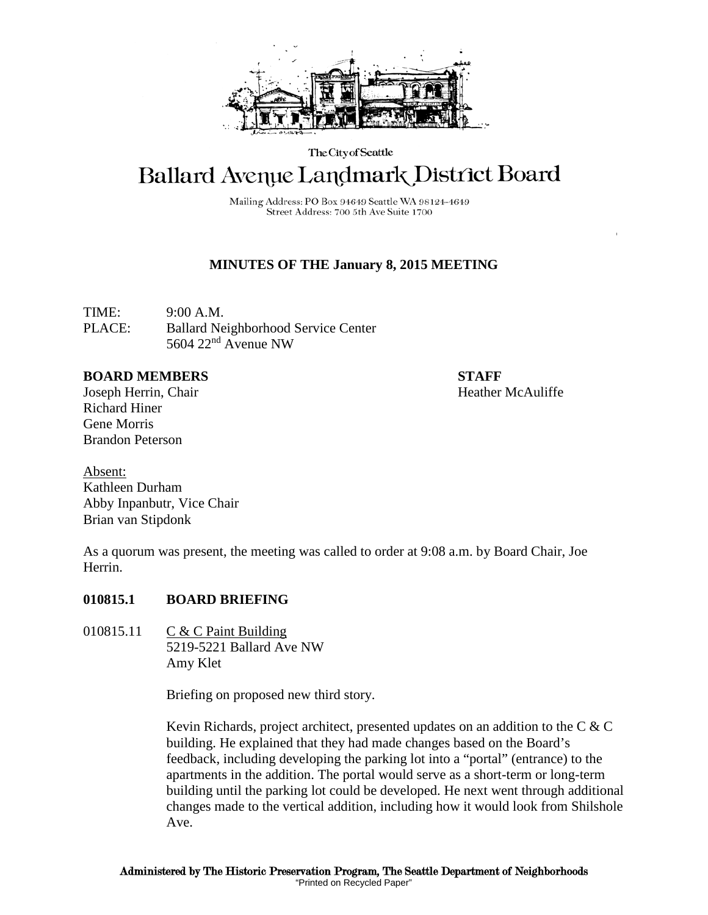The City of Seattle

# Ballard Avenue Landmark District Board

Mailing Address: PO Box 94649 Seattle WA 98124-4649
Street Address: 700 5th Ave Suite 1700

## MINUTES OF THE January 8, 2015 MEETING

TIME: 9:00 A.M.
PLACE: Ballard Neighborhood Service Center
5604 22nd Avenue NW

**BOARD MEMBERS**
Joseph Herrin, Chair
Richard Hiner
Gene Morris
Brandon Peterson

**STAFF**
Heather McAuliffe

Absent:
Kathleen Durham
Abby Inpanbutr, Vice Chair
Brian van Stipdonk

As a quorum was present, the meeting was called to order at 9:08 a.m. by Board Chair, Joe Herrin.

### 010815.1 BOARD BRIEFING

010815.11 C & C Paint Building
5219-5221 Ballard Ave NW
Amy Klet

Briefing on proposed new third story.

Kevin Richards, project architect, presented updates on an addition to the C & C building. He explained that they had made changes based on the Board's feedback, including developing the parking lot into a "portal" (entrance) to the apartments in the addition. The portal would serve as a short-term or long-term building until the parking lot could be developed. He next went through additional changes made to the vertical addition, including how it would look from Shilshole Ave.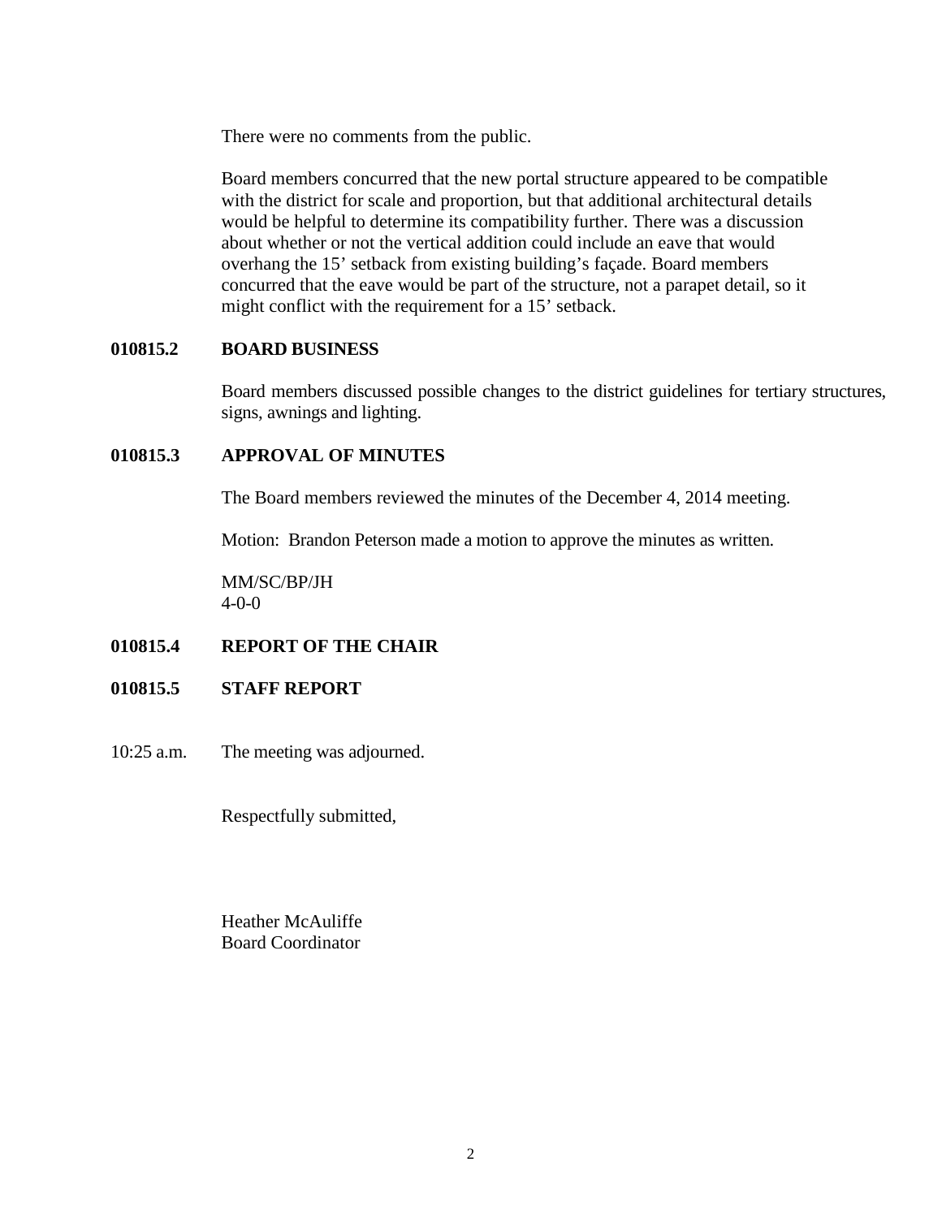There were no comments from the public.

Board members concurred that the new portal structure appeared to be compatible with the district for scale and proportion, but that additional architectural details would be helpful to determine its compatibility further. There was a discussion about whether or not the vertical addition could include an eave that would overhang the 15' setback from existing building's façade. Board members concurred that the eave would be part of the structure, not a parapet detail, so it might conflict with the requirement for a 15' setback.

**010815.2 BOARD BUSINESS**

Board members discussed possible changes to the district guidelines for tertiary structures, signs, awnings and lighting.

**010815.3 APPROVAL OF MINUTES**

The Board members reviewed the minutes of the December 4, 2014 meeting.

Motion: Brandon Peterson made a motion to approve the minutes as written.

MM/SC/BP/JH
4-0-0

**010815.4 REPORT OF THE CHAIR**

**010815.5 STAFF REPORT**

10:25 a.m. The meeting was adjourned.

Respectfully submitted,

Heather McAuliffe
Board Coordinator